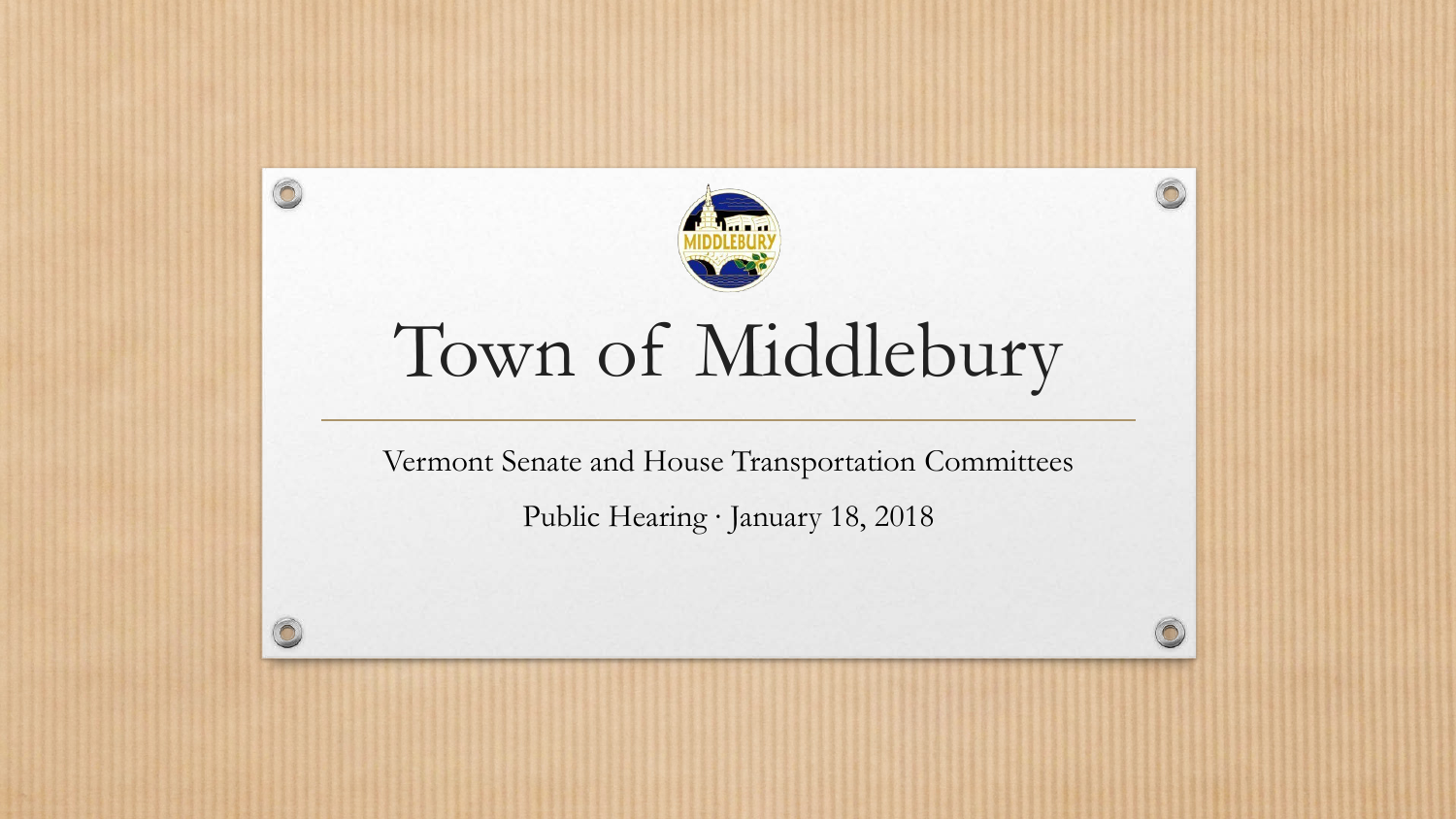# Town of Middlebury

Vermont Senate and House Transportation Committees

Public Hearing · January 18, 2018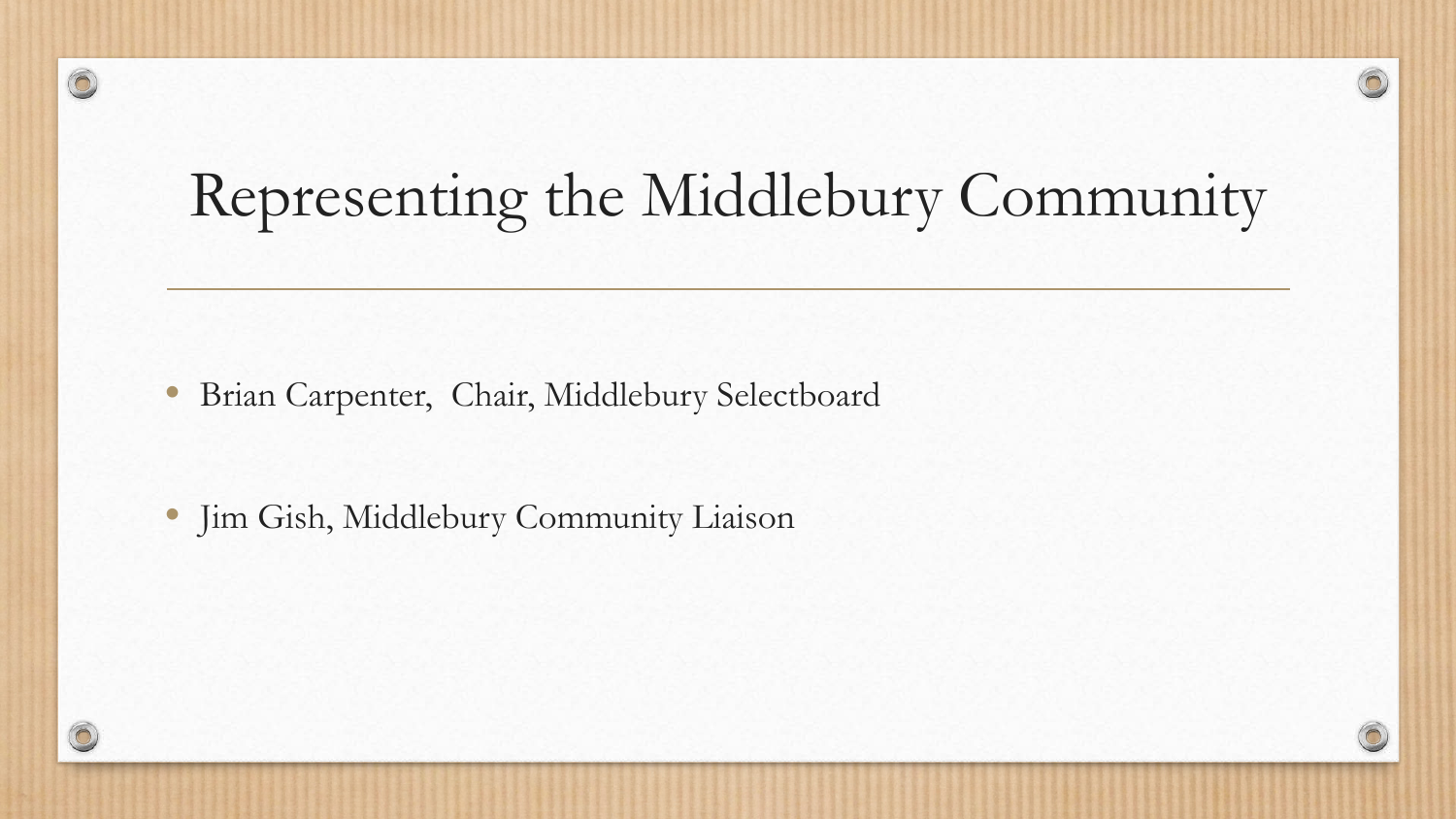# Representing the Middlebury Community

- Brian Carpenter, Chair, Middlebury Selectboard
- Jim Gish, Middlebury Community Liaison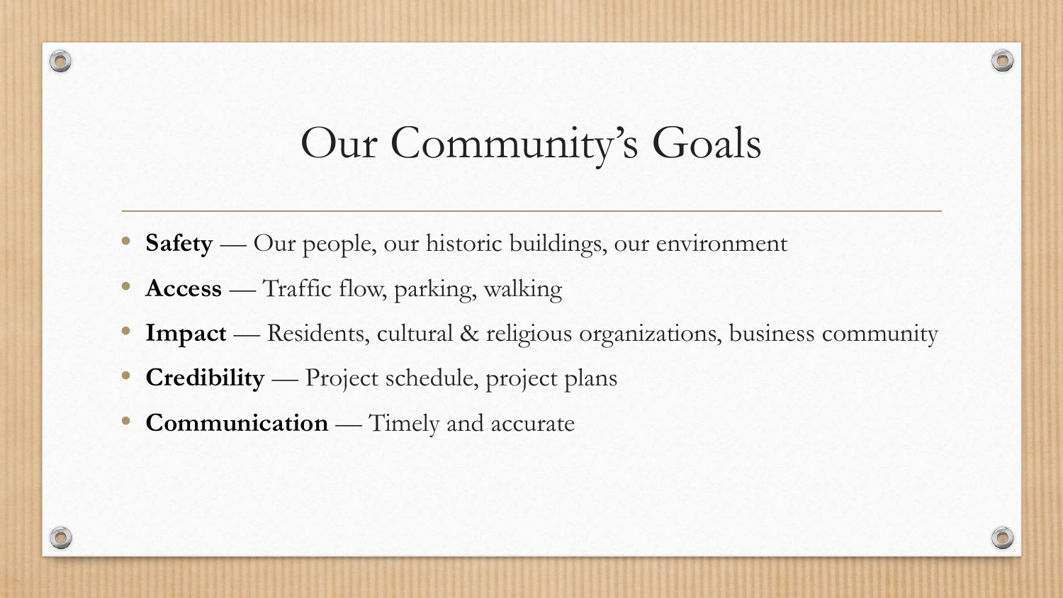# Our Community's Goals

- **Safety** — Our people, our historic buildings, our environment
- **Access** — Traffic flow, parking, walking
- **Impact** — Residents, cultural & religious organizations, business community
- **Credibility** — Project schedule, project plans
- **Communication** — Timely and accurate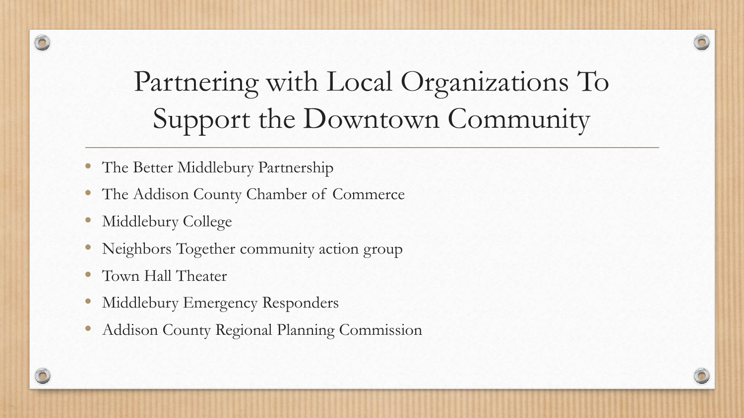# Partnering with Local Organizations To Support the Downtown Community

- The Better Middlebury Partnership
- The Addison County Chamber of Commerce
- Middlebury College
- Neighbors Together community action group
- Town Hall Theater
- Middlebury Emergency Responders
- Addison County Regional Planning Commission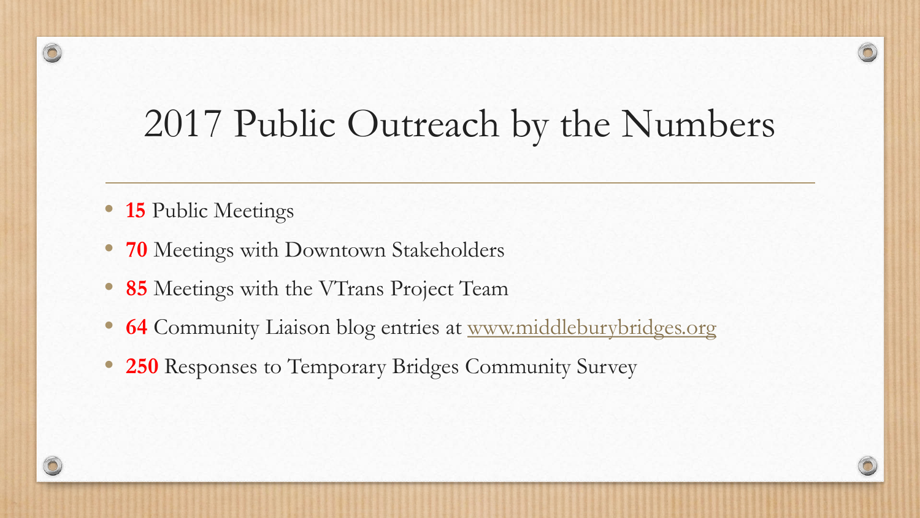# 2017 Public Outreach by the Numbers

- **15** Public Meetings
- **70** Meetings with Downtown Stakeholders
- **85** Meetings with the VTrans Project Team
- **64** Community Liaison blog entries at www.middleburybridges.org
- **250** Responses to Temporary Bridges Community Survey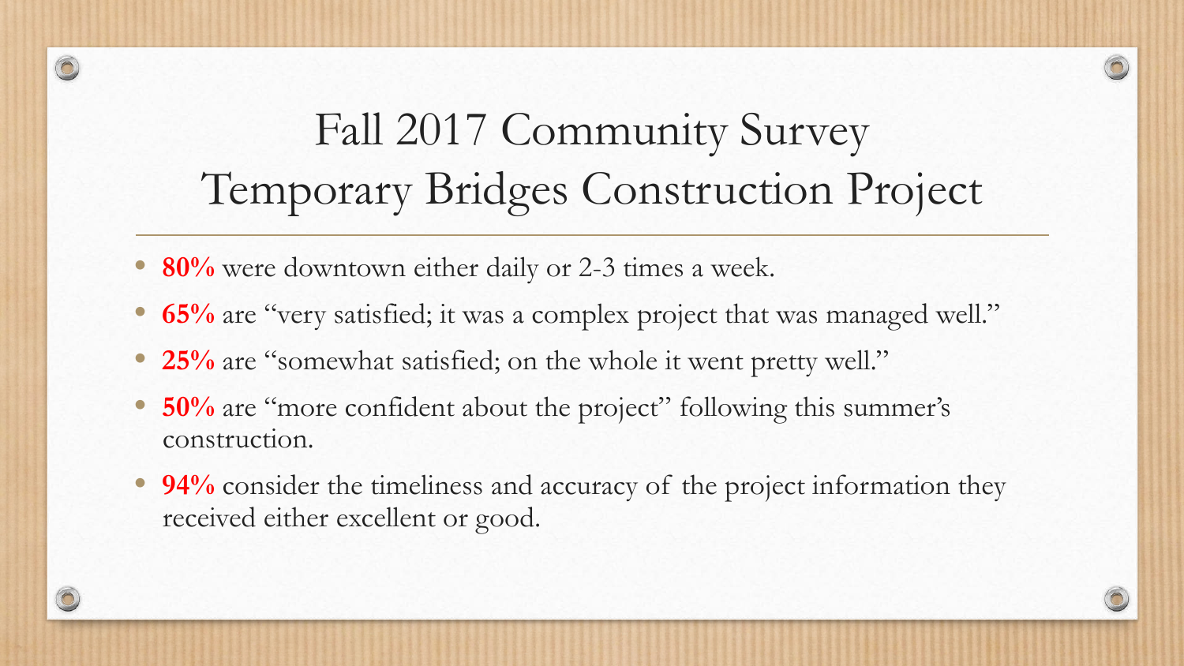# Fall 2017 Community Survey
# Temporary Bridges Construction Project

- **80%** were downtown either daily or 2-3 times a week.
- **65%** are "very satisfied; it was a complex project that was managed well."
- **25%** are "somewhat satisfied; on the whole it went pretty well."
- **50%** are "more confident about the project" following this summer's construction.
- **94%** consider the timeliness and accuracy of the project information they received either excellent or good.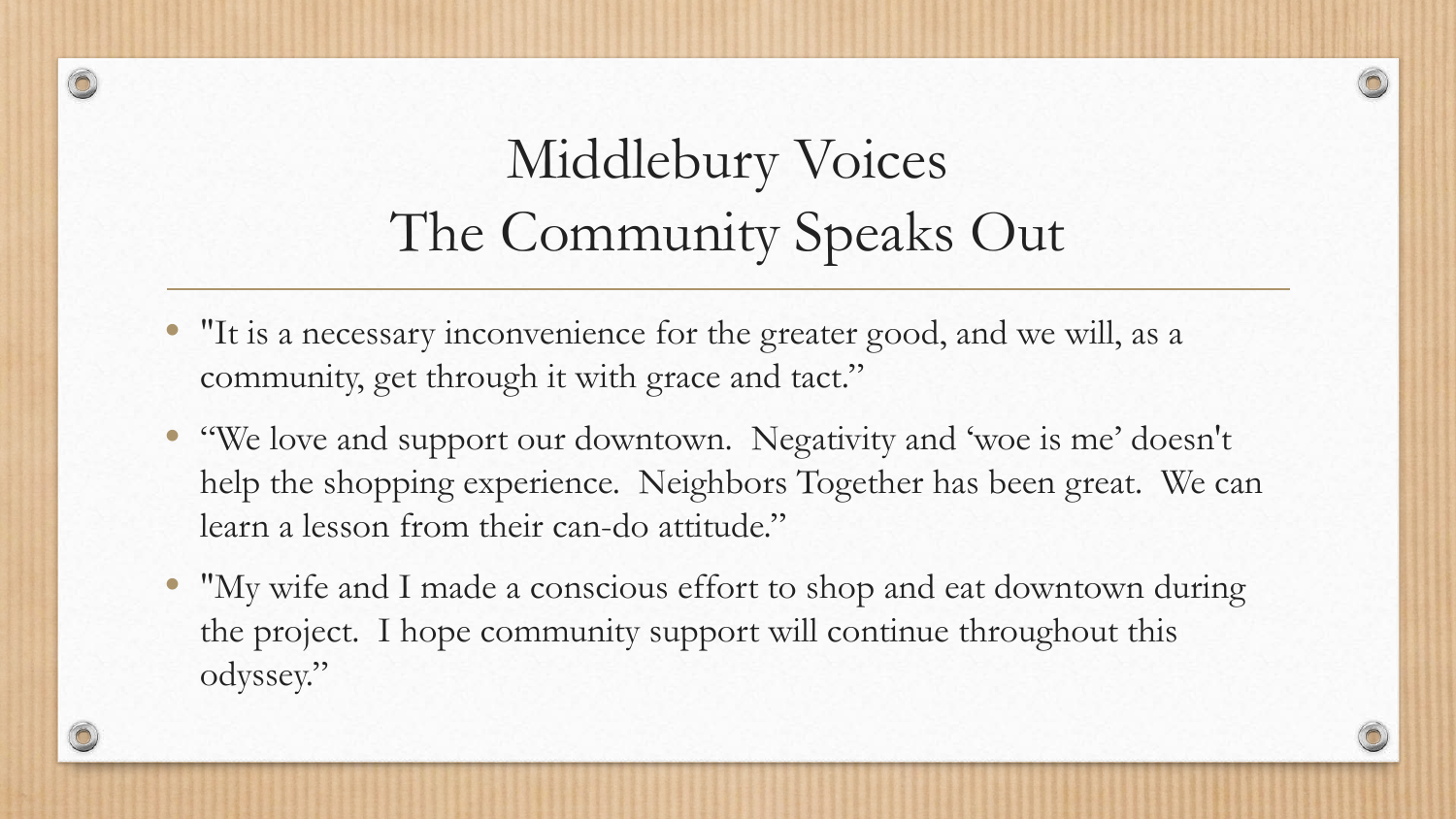# Middlebury Voices
# The Community Speaks Out

- "It is a necessary inconvenience for the greater good, and we will, as a community, get through it with grace and tact."
- "We love and support our downtown. Negativity and 'woe is me' doesn't help the shopping experience. Neighbors Together has been great. We can learn a lesson from their can-do attitude."
- "My wife and I made a conscious effort to shop and eat downtown during the project. I hope community support will continue throughout this odyssey."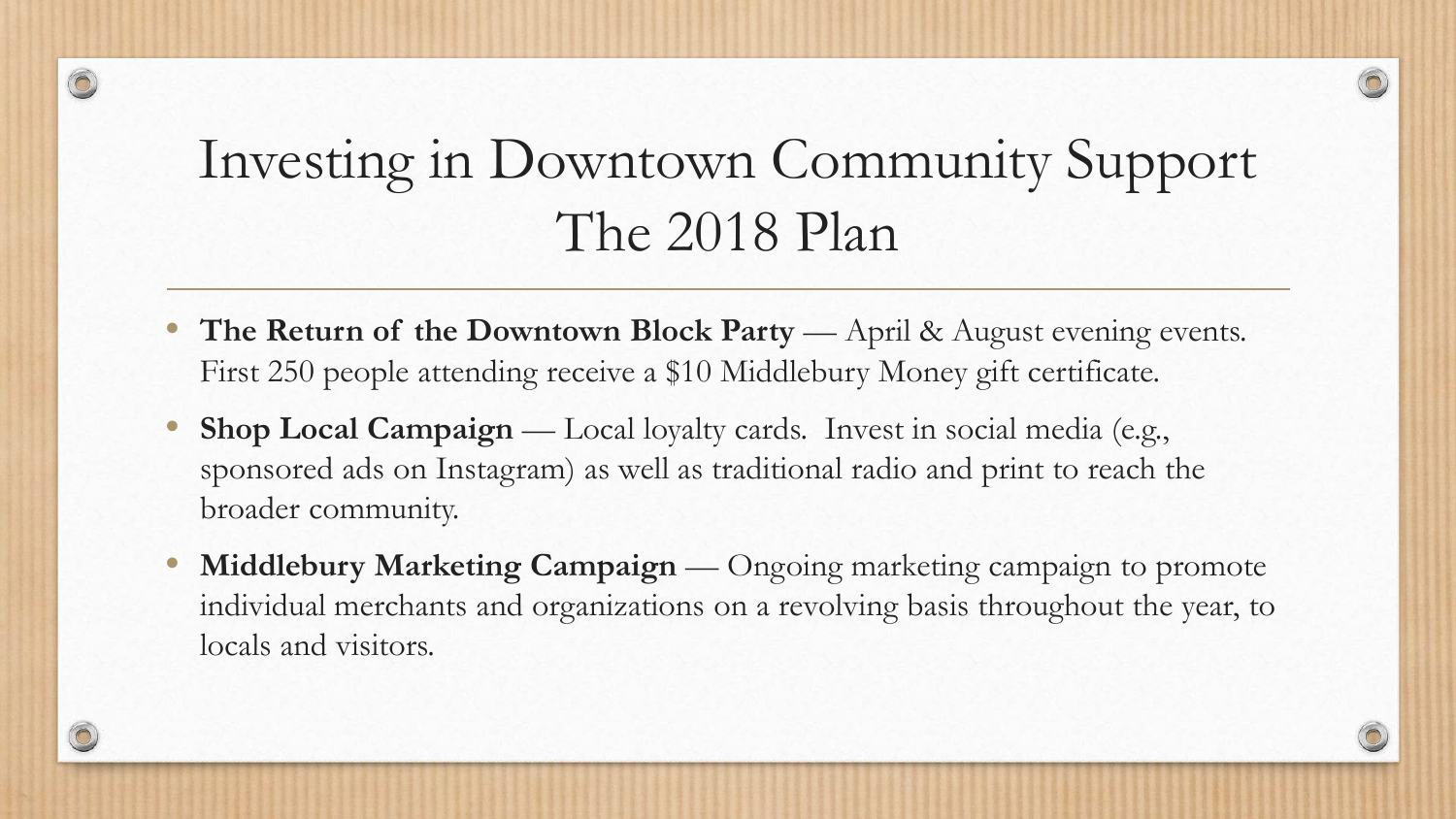# Investing in Downtown Community Support
# The 2018 Plan

- **The Return of the Downtown Block Party** — April & August evening events. First 250 people attending receive a $10 Middlebury Money gift certificate.
- **Shop Local Campaign** — Local loyalty cards. Invest in social media (e.g., sponsored ads on Instagram) as well as traditional radio and print to reach the broader community.
- **Middlebury Marketing Campaign** — Ongoing marketing campaign to promote individual merchants and organizations on a revolving basis throughout the year, to locals and visitors.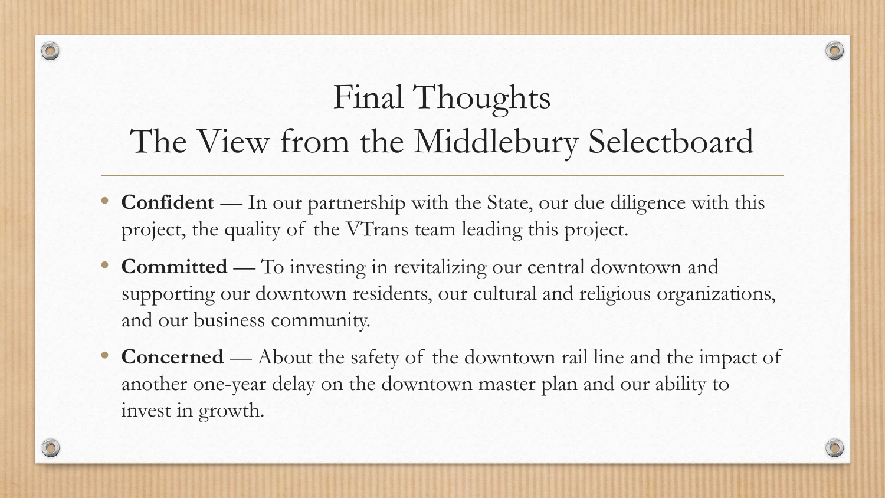# Final Thoughts
# The View from the Middlebury Selectboard

- **Confident** — In our partnership with the State, our due diligence with this project, the quality of the VTrans team leading this project.
- **Committed** — To investing in revitalizing our central downtown and supporting our downtown residents, our cultural and religious organizations, and our business community.
- **Concerned** — About the safety of the downtown rail line and the impact of another one-year delay on the downtown master plan and our ability to invest in growth.